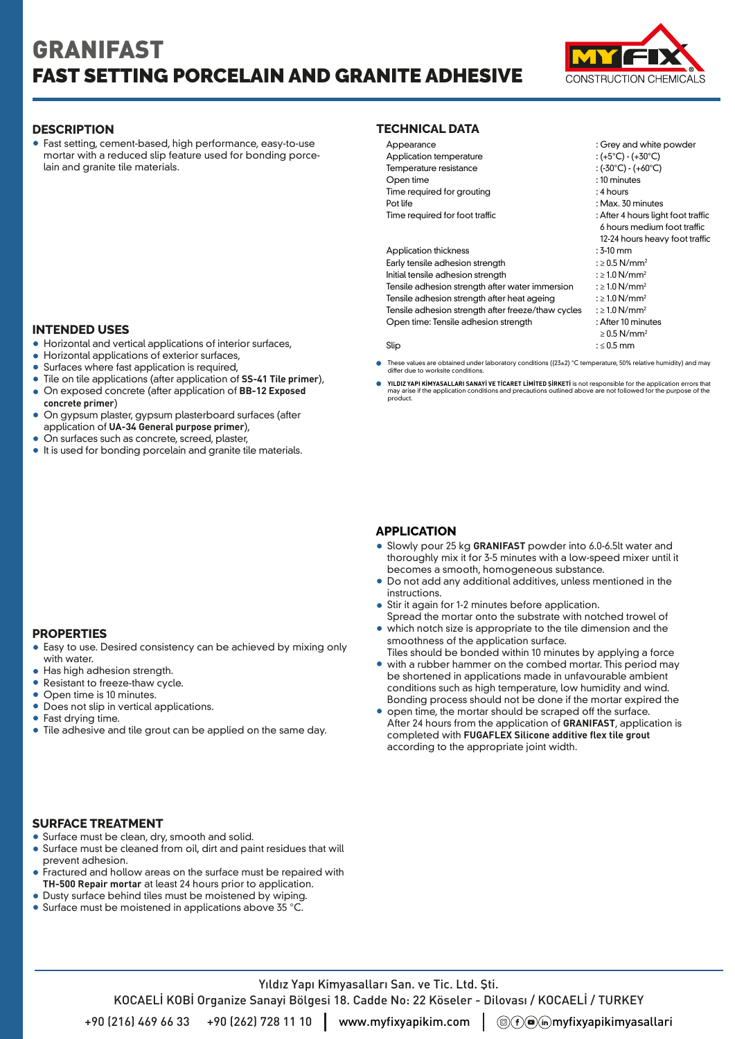# GRANIFAST
## FAST SETTING PORCELAIN AND GRANITE ADHESIVE

MYFIX CONSTRUCTION CHEMICALS

### DESCRIPTION

- Fast setting, cement-based, high performance, easy-to-use mortar with a reduced slip feature used for bonding porcelain and granite tile materials.

### TECHNICAL DATA

| | |
|---|---|
| Appearance | : Grey and white powder |
| Application temperature | : (+5°C) - (+30°C) |
| Temperature resistance | : (-30°C) - (+60°C) |
| Open time | : 10 minutes |
| Time required for grouting | : 4 hours |
| Pot life | : Max. 30 minutes |
| Time required for foot traffic | : After 4 hours light foot traffic<br>6 hours medium foot traffic<br>12-24 hours heavy foot traffic |
| Application thickness | : 3-10 mm |
| Early tensile adhesion strength | : ≥ 0.5 N/mm² |
| Initial tensile adhesion strength | : ≥ 1.0 N/mm² |
| Tensile adhesion strength after water immersion | : ≥ 1.0 N/mm² |
| Tensile adhesion strength after heat ageing | : ≥ 1.0 N/mm² |
| Tensile adhesion strength after freeze/thaw cycles | : ≥ 1.0 N/mm² |
| Open time: Tensile adhesion strength | : After 10 minutes<br>≥ 0.5 N/mm² |
| Slip | : ≤ 0.5 mm |

- These values are obtained under laboratory conditions ((23±2) °C temperature, 50% relative humidity) and may differ due to worksite conditions.
- **YILDIZ YAPI KİMYASALLARI SANAYİ VE TİCARET LİMİTED ŞİRKETİ** is not responsible for the application errors that may arise if the application conditions and precautions outlined above are not followed for the purpose of the product.

### INTENDED USES

- Horizontal and vertical applications of interior surfaces,
- Horizontal applications of exterior surfaces,
- Surfaces where fast application is required,
- Tile on tile applications (after application of **SS-41 Tile primer**),
- On exposed concrete (after application of **BB-12 Exposed concrete primer**)
- On gypsum plaster, gypsum plasterboard surfaces (after application of **UA-34 General purpose primer**),
- On surfaces such as concrete, screed, plaster,
- It is used for bonding porcelain and granite tile materials.

### APPLICATION

- Slowly pour 25 kg **GRANIFAST** powder into 6.0-6.5lt water and thoroughly mix it for 3-5 minutes with a low-speed mixer until it becomes a smooth, homogeneous substance.
- Do not add any additional additives, unless mentioned in the instructions.
- Stir it again for 1-2 minutes before application.
- Spread the mortar onto the substrate with notched trowel of which notch size is appropriate to the tile dimension and the smoothness of the application surface.
- Tiles should be bonded within 10 minutes by applying a force with a rubber hammer on the combed mortar. This period may be shortened in applications made in unfavourable ambient conditions such as high temperature, low humidity and wind.
- Bonding process should not be done if the mortar expired the open time, the mortar should be scraped off the surface.
- After 24 hours from the application of **GRANIFAST**, application is completed with **FUGAFLEX Silicone additive flex tile grout** according to the appropriate joint width.

### PROPERTIES

- Easy to use. Desired consistency can be achieved by mixing only with water.
- Has high adhesion strength.
- Resistant to freeze-thaw cycle.
- Open time is 10 minutes.
- Does not slip in vertical applications.
- Fast drying time.
- Tile adhesive and tile grout can be applied on the same day.

### SURFACE TREATMENT

- Surface must be clean, dry, smooth and solid.
- Surface must be cleaned from oil, dirt and paint residues that will prevent adhesion.
- Fractured and hollow areas on the surface must be repaired with **TH-500 Repair mortar** at least 24 hours prior to application.
- Dusty surface behind tiles must be moistened by wiping.
- Surface must be moistened in applications above 35 °C.

Yıldız Yapı Kimyasalları San. ve Tic. Ltd. Şti.

KOCAELİ KOBİ Organize Sanayi Bölgesi 18. Cadde No: 22 Köseler - Dilovası / KOCAELİ / TURKEY

+90 (216) 469 66 33 +90 (262) 728 11 10 | www.myfixyapikim.com | myfixyapikimyasallari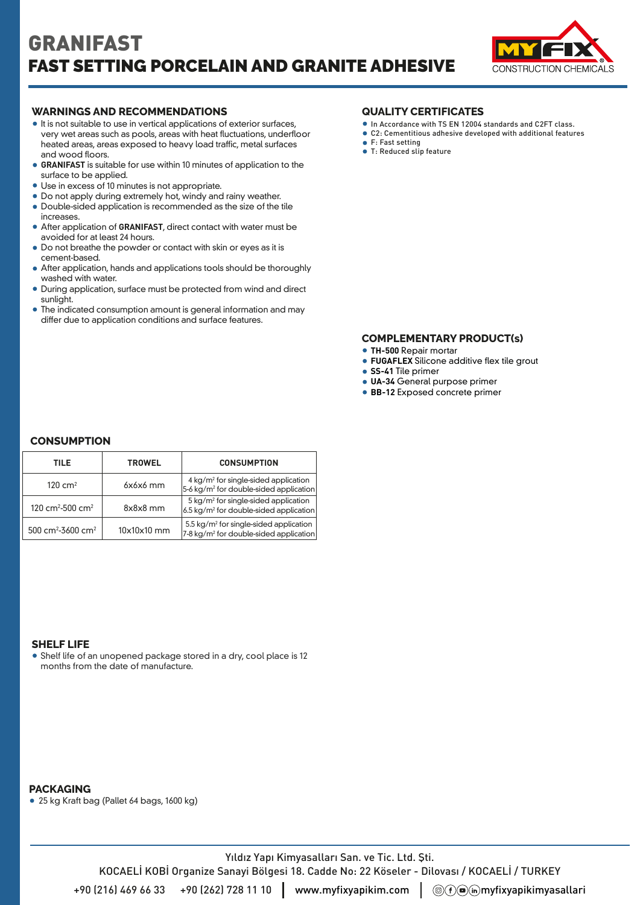# GRANIFAST

## FAST SETTING PORCELAIN AND GRANITE ADHESIVE

### WARNINGS AND RECOMMENDATIONS

- It is not suitable to use in vertical applications of exterior surfaces, very wet areas such as pools, areas with heat fluctuations, underfloor heated areas, areas exposed to heavy load traffic, metal surfaces and wood floors.
- **GRANIFAST** is suitable for use within 10 minutes of application to the surface to be applied.
- Use in excess of 10 minutes is not appropriate.
- Do not apply during extremely hot, windy and rainy weather.
- Double-sided application is recommended as the size of the tile increases.
- After application of **GRANIFAST**, direct contact with water must be avoided for at least 24 hours.
- Do not breathe the powder or contact with skin or eyes as it is cement-based.
- After application, hands and applications tools should be thoroughly washed with water.
- During application, surface must be protected from wind and direct sunlight.
- The indicated consumption amount is general information and may differ due to application conditions and surface features.

### QUALITY CERTIFICATES

- In Accordance with TS EN 12004 standards and C2FT class.
- C2: Cementitious adhesive developed with additional features
- F: Fast setting
- T: Reduced slip feature

### COMPLEMENTARY PRODUCT(s)

- **TH-500** Repair mortar
- **FUGAFLEX** Silicone additive flex tile grout
- **SS-41** Tile primer
- **UA-34** General purpose primer
- **BB-12** Exposed concrete primer

### CONSUMPTION

| TILE | TROWEL | CONSUMPTION |
|---|---|---|
| 120 cm² | 6x6x6 mm | 4 kg/m² for single-sided application<br>5-6 kg/m² for double-sided application |
| 120 cm²-500 cm² | 8x8x8 mm | 5 kg/m² for single-sided application<br>6.5 kg/m² for double-sided application |
| 500 cm²-3600 cm² | 10x10x10 mm | 5.5 kg/m² for single-sided application<br>7-8 kg/m² for double-sided application |

### SHELF LIFE

- Shelf life of an unopened package stored in a dry, cool place is 12 months from the date of manufacture.

### PACKAGING

- 25 kg Kraft bag (Pallet 64 bags, 1600 kg)

Yıldız Yapı Kimyasalları San. ve Tic. Ltd. Şti.
KOCAELİ KOBİ Organize Sanayi Bölgesi 18. Cadde No: 22 Köseler - Dilovası / KOCAELİ / TURKEY
+90 (216) 469 66 33 +90 (262) 728 11 10 | www.myfixyapikim.com | myfixyapikimyasallari